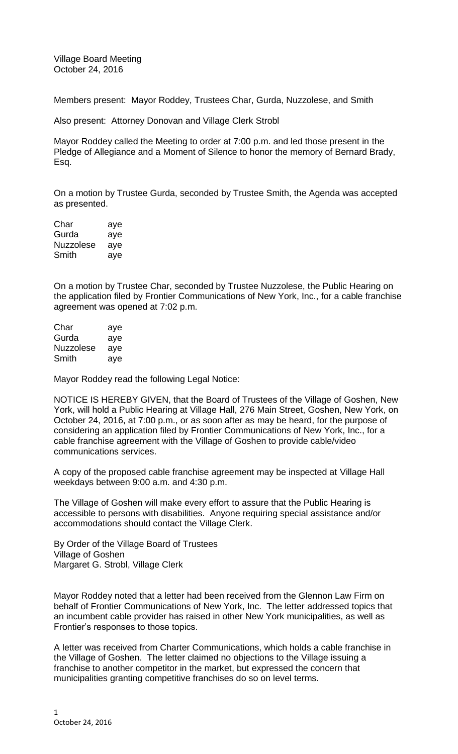Village Board Meeting
October 24, 2016

Members present: Mayor Roddey, Trustees Char, Gurda, Nuzzolese, and Smith

Also present: Attorney Donovan and Village Clerk Strobl

Mayor Roddey called the Meeting to order at 7:00 p.m. and led those present in the Pledge of Allegiance and a Moment of Silence to honor the memory of Bernard Brady, Esq.

On a motion by Trustee Gurda, seconded by Trustee Smith, the Agenda was accepted as presented.

| | |
|---|---|
| Char | aye |
| Gurda | aye |
| Nuzzolese | aye |
| Smith | aye |

On a motion by Trustee Char, seconded by Trustee Nuzzolese, the Public Hearing on the application filed by Frontier Communications of New York, Inc., for a cable franchise agreement was opened at 7:02 p.m.

| | |
|---|---|
| Char | aye |
| Gurda | aye |
| Nuzzolese | aye |
| Smith | aye |

Mayor Roddey read the following Legal Notice:

NOTICE IS HEREBY GIVEN, that the Board of Trustees of the Village of Goshen, New York, will hold a Public Hearing at Village Hall, 276 Main Street, Goshen, New York, on October 24, 2016, at 7:00 p.m., or as soon after as may be heard, for the purpose of considering an application filed by Frontier Communications of New York, Inc., for a cable franchise agreement with the Village of Goshen to provide cable/video communications services.

A copy of the proposed cable franchise agreement may be inspected at Village Hall weekdays between 9:00 a.m. and 4:30 p.m.

The Village of Goshen will make every effort to assure that the Public Hearing is accessible to persons with disabilities. Anyone requiring special assistance and/or accommodations should contact the Village Clerk.

By Order of the Village Board of Trustees
Village of Goshen
Margaret G. Strobl, Village Clerk

Mayor Roddey noted that a letter had been received from the Glennon Law Firm on behalf of Frontier Communications of New York, Inc. The letter addressed topics that an incumbent cable provider has raised in other New York municipalities, as well as Frontier's responses to those topics.

A letter was received from Charter Communications, which holds a cable franchise in the Village of Goshen. The letter claimed no objections to the Village issuing a franchise to another competitor in the market, but expressed the concern that municipalities granting competitive franchises do so on level terms.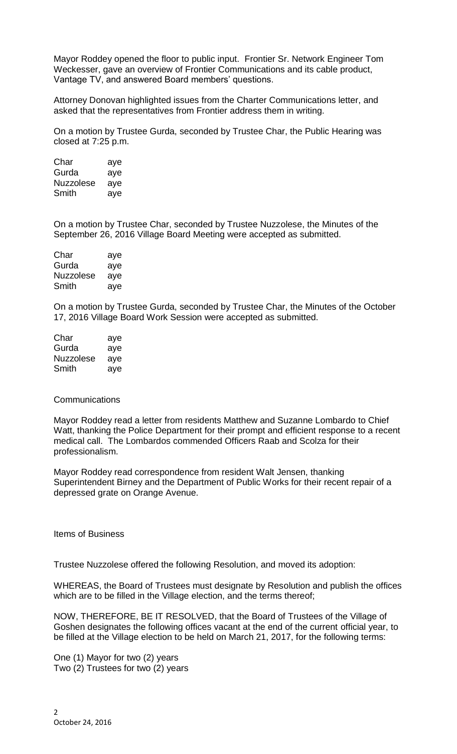Mayor Roddey opened the floor to public input. Frontier Sr. Network Engineer Tom Weckesser, gave an overview of Frontier Communications and its cable product, Vantage TV, and answered Board members' questions.

Attorney Donovan highlighted issues from the Charter Communications letter, and asked that the representatives from Frontier address them in writing.

On a motion by Trustee Gurda, seconded by Trustee Char, the Public Hearing was closed at 7:25 p.m.

| | |
|---|---|
| Char | aye |
| Gurda | aye |
| Nuzzolese | aye |
| Smith | aye |

On a motion by Trustee Char, seconded by Trustee Nuzzolese, the Minutes of the September 26, 2016 Village Board Meeting were accepted as submitted.

| | |
|---|---|
| Char | aye |
| Gurda | aye |
| Nuzzolese | aye |
| Smith | aye |

On a motion by Trustee Gurda, seconded by Trustee Char, the Minutes of the October 17, 2016 Village Board Work Session were accepted as submitted.

| | |
|---|---|
| Char | aye |
| Gurda | aye |
| Nuzzolese | aye |
| Smith | aye |

Communications

Mayor Roddey read a letter from residents Matthew and Suzanne Lombardo to Chief Watt, thanking the Police Department for their prompt and efficient response to a recent medical call. The Lombardos commended Officers Raab and Scolza for their professionalism.

Mayor Roddey read correspondence from resident Walt Jensen, thanking Superintendent Birney and the Department of Public Works for their recent repair of a depressed grate on Orange Avenue.

Items of Business

Trustee Nuzzolese offered the following Resolution, and moved its adoption:

WHEREAS, the Board of Trustees must designate by Resolution and publish the offices which are to be filled in the Village election, and the terms thereof;

NOW, THEREFORE, BE IT RESOLVED, that the Board of Trustees of the Village of Goshen designates the following offices vacant at the end of the current official year, to be filled at the Village election to be held on March 21, 2017, for the following terms:

One (1) Mayor for two (2) years
Two (2) Trustees for two (2) years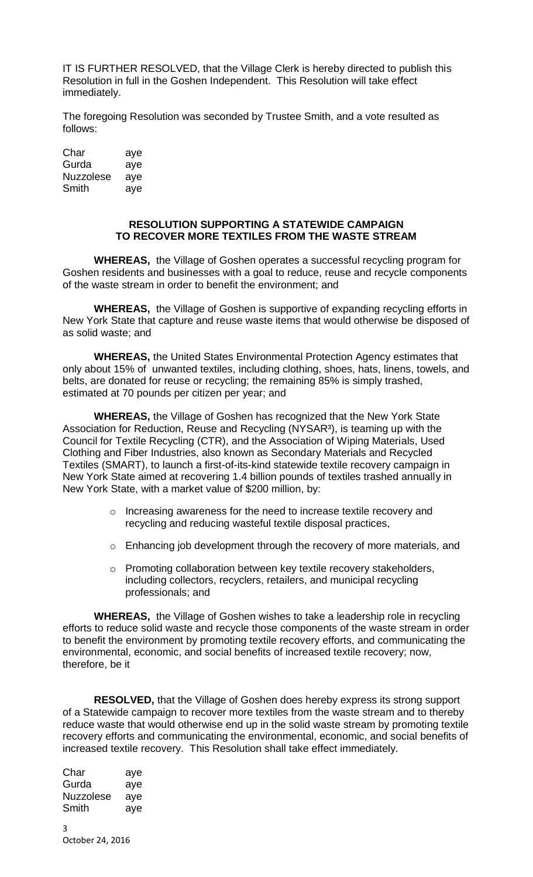IT IS FURTHER RESOLVED, that the Village Clerk is hereby directed to publish this Resolution in full in the Goshen Independent. This Resolution will take effect immediately.

The foregoing Resolution was seconded by Trustee Smith, and a vote resulted as follows:

| | |
|---|---|
| Char | aye |
| Gurda | aye |
| Nuzzolese | aye |
| Smith | aye |

## RESOLUTION SUPPORTING A STATEWIDE CAMPAIGN TO RECOVER MORE TEXTILES FROM THE WASTE STREAM

**WHEREAS,** the Village of Goshen operates a successful recycling program for Goshen residents and businesses with a goal to reduce, reuse and recycle components of the waste stream in order to benefit the environment; and

**WHEREAS,** the Village of Goshen is supportive of expanding recycling efforts in New York State that capture and reuse waste items that would otherwise be disposed of as solid waste; and

**WHEREAS,** the United States Environmental Protection Agency estimates that only about 15% of unwanted textiles, including clothing, shoes, hats, linens, towels, and belts, are donated for reuse or recycling; the remaining 85% is simply trashed, estimated at 70 pounds per citizen per year; and

**WHEREAS,** the Village of Goshen has recognized that the New York State Association for Reduction, Reuse and Recycling (NYSAR³), is teaming up with the Council for Textile Recycling (CTR), and the Association of Wiping Materials, Used Clothing and Fiber Industries, also known as Secondary Materials and Recycled Textiles (SMART), to launch a first-of-its-kind statewide textile recovery campaign in New York State aimed at recovering 1.4 billion pounds of textiles trashed annually in New York State, with a market value of $200 million, by:

- Increasing awareness for the need to increase textile recovery and recycling and reducing wasteful textile disposal practices,
- Enhancing job development through the recovery of more materials, and
- Promoting collaboration between key textile recovery stakeholders, including collectors, recyclers, retailers, and municipal recycling professionals; and

**WHEREAS,** the Village of Goshen wishes to take a leadership role in recycling efforts to reduce solid waste and recycle those components of the waste stream in order to benefit the environment by promoting textile recovery efforts, and communicating the environmental, economic, and social benefits of increased textile recovery; now, therefore, be it

**RESOLVED,** that the Village of Goshen does hereby express its strong support of a Statewide campaign to recover more textiles from the waste stream and to thereby reduce waste that would otherwise end up in the solid waste stream by promoting textile recovery efforts and communicating the environmental, economic, and social benefits of increased textile recovery. This Resolution shall take effect immediately.

| | |
|---|---|
| Char | aye |
| Gurda | aye |
| Nuzzolese | aye |
| Smith | aye |

October 24, 2016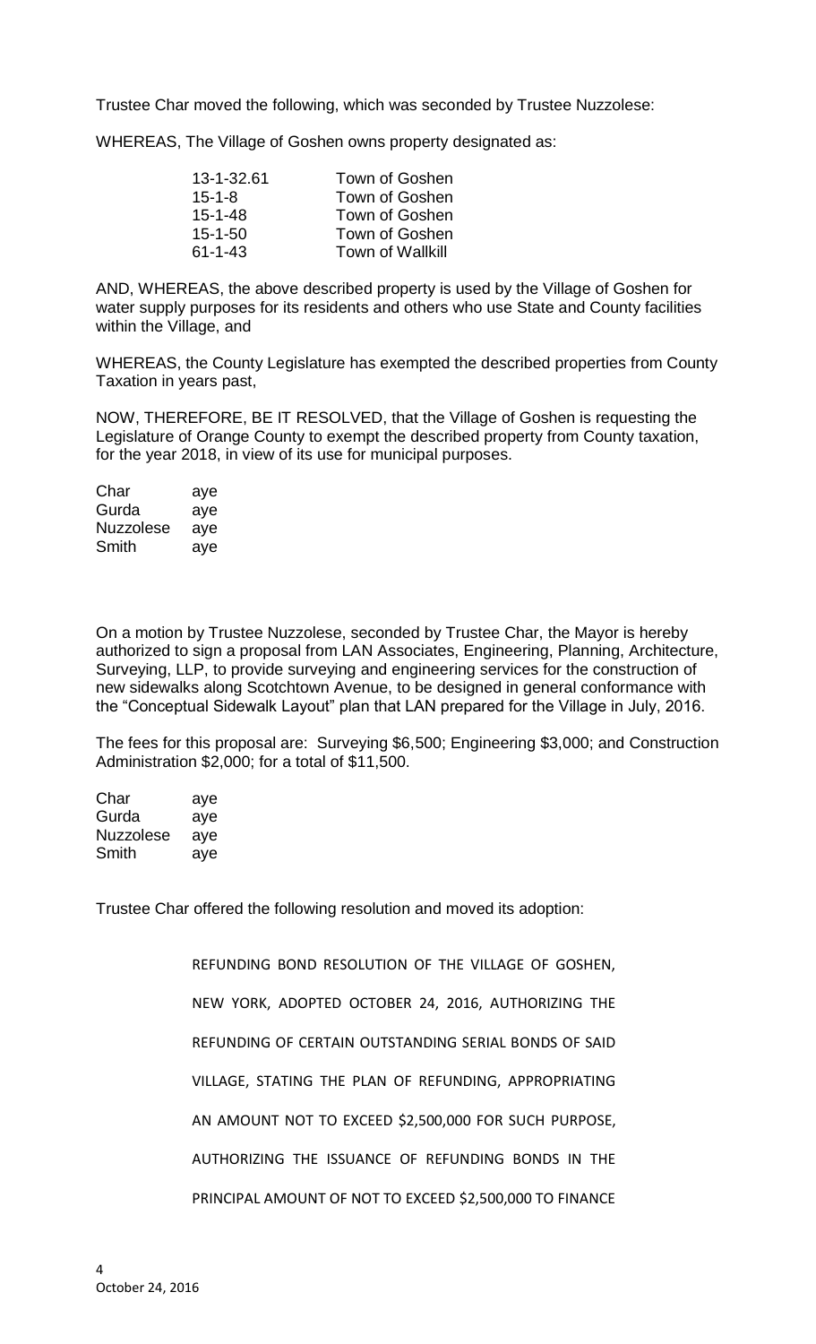Trustee Char moved the following, which was seconded by Trustee Nuzzolese:

WHEREAS, The Village of Goshen owns property designated as:

| | |
|---|---|
| 13-1-32.61 | Town of Goshen |
| 15-1-8 | Town of Goshen |
| 15-1-48 | Town of Goshen |
| 15-1-50 | Town of Goshen |
| 61-1-43 | Town of Wallkill |

AND, WHEREAS, the above described property is used by the Village of Goshen for water supply purposes for its residents and others who use State and County facilities within the Village, and

WHEREAS, the County Legislature has exempted the described properties from County Taxation in years past,

NOW, THEREFORE, BE IT RESOLVED, that the Village of Goshen is requesting the Legislature of Orange County to exempt the described property from County taxation, for the year 2018, in view of its use for municipal purposes.

| | |
|---|---|
| Char | aye |
| Gurda | aye |
| Nuzzolese | aye |
| Smith | aye |

On a motion by Trustee Nuzzolese, seconded by Trustee Char, the Mayor is hereby authorized to sign a proposal from LAN Associates, Engineering, Planning, Architecture, Surveying, LLP, to provide surveying and engineering services for the construction of new sidewalks along Scotchtown Avenue, to be designed in general conformance with the "Conceptual Sidewalk Layout" plan that LAN prepared for the Village in July, 2016.

The fees for this proposal are: Surveying $6,500; Engineering $3,000; and Construction Administration $2,000; for a total of $11,500.

| | |
|---|---|
| Char | aye |
| Gurda | aye |
| Nuzzolese | aye |
| Smith | aye |

Trustee Char offered the following resolution and moved its adoption:

REFUNDING BOND RESOLUTION OF THE VILLAGE OF GOSHEN, NEW YORK, ADOPTED OCTOBER 24, 2016, AUTHORIZING THE REFUNDING OF CERTAIN OUTSTANDING SERIAL BONDS OF SAID VILLAGE, STATING THE PLAN OF REFUNDING, APPROPRIATING AN AMOUNT NOT TO EXCEED $2,500,000 FOR SUCH PURPOSE, AUTHORIZING THE ISSUANCE OF REFUNDING BONDS IN THE PRINCIPAL AMOUNT OF NOT TO EXCEED $2,500,000 TO FINANCE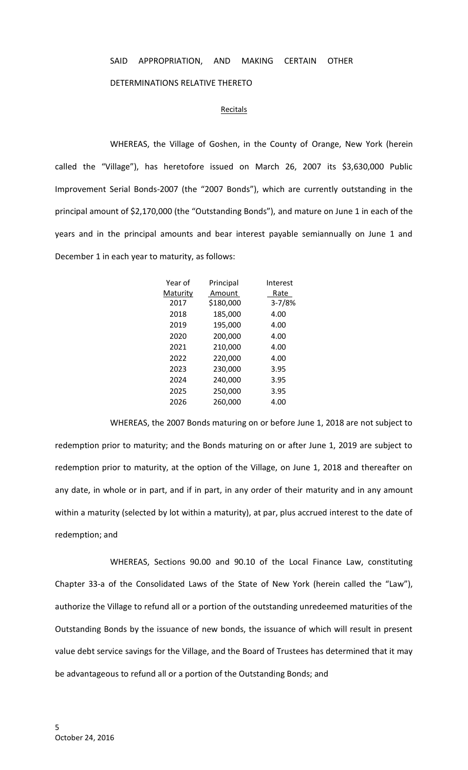SAID APPROPRIATION, AND MAKING CERTAIN OTHER DETERMINATIONS RELATIVE THERETO

Recitals

WHEREAS, the Village of Goshen, in the County of Orange, New York (herein called the "Village"), has heretofore issued on March 26, 2007 its $3,630,000 Public Improvement Serial Bonds-2007 (the "2007 Bonds"), which are currently outstanding in the principal amount of $2,170,000 (the "Outstanding Bonds"), and mature on June 1 in each of the years and in the principal amounts and bear interest payable semiannually on June 1 and December 1 in each year to maturity, as follows:

| Year of Maturity | Principal Amount | Interest Rate |
|---|---|---|
| 2017 | $180,000 | 3-7/8% |
| 2018 | 185,000 | 4.00 |
| 2019 | 195,000 | 4.00 |
| 2020 | 200,000 | 4.00 |
| 2021 | 210,000 | 4.00 |
| 2022 | 220,000 | 4.00 |
| 2023 | 230,000 | 3.95 |
| 2024 | 240,000 | 3.95 |
| 2025 | 250,000 | 3.95 |
| 2026 | 260,000 | 4.00 |

WHEREAS, the 2007 Bonds maturing on or before June 1, 2018 are not subject to redemption prior to maturity; and the Bonds maturing on or after June 1, 2019 are subject to redemption prior to maturity, at the option of the Village, on June 1, 2018 and thereafter on any date, in whole or in part, and if in part, in any order of their maturity and in any amount within a maturity (selected by lot within a maturity), at par, plus accrued interest to the date of redemption; and

WHEREAS, Sections 90.00 and 90.10 of the Local Finance Law, constituting Chapter 33-a of the Consolidated Laws of the State of New York (herein called the "Law"), authorize the Village to refund all or a portion of the outstanding unredeemed maturities of the Outstanding Bonds by the issuance of new bonds, the issuance of which will result in present value debt service savings for the Village, and the Board of Trustees has determined that it may be advantageous to refund all or a portion of the Outstanding Bonds; and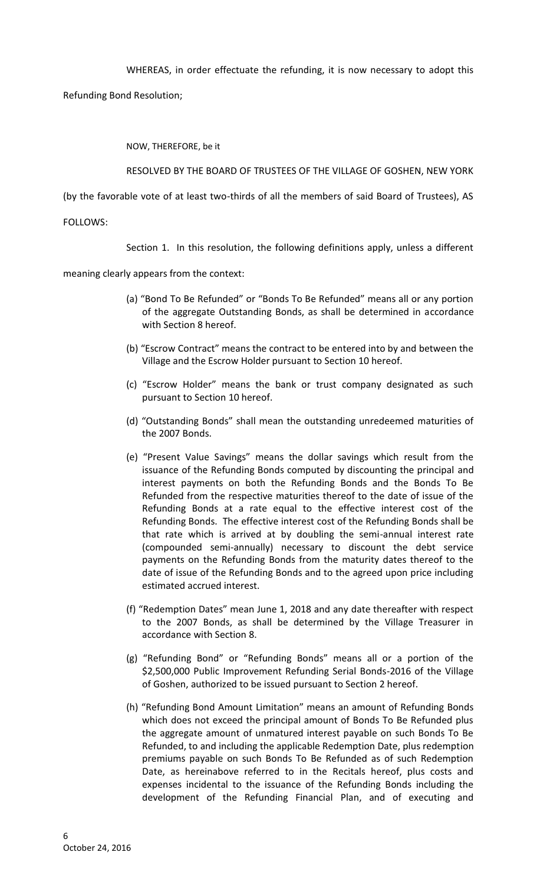WHEREAS, in order effectuate the refunding, it is now necessary to adopt this Refunding Bond Resolution;

NOW, THEREFORE, be it

RESOLVED BY THE BOARD OF TRUSTEES OF THE VILLAGE OF GOSHEN, NEW YORK (by the favorable vote of at least two-thirds of all the members of said Board of Trustees), AS FOLLOWS:

Section 1. In this resolution, the following definitions apply, unless a different meaning clearly appears from the context:

(a) "Bond To Be Refunded" or "Bonds To Be Refunded" means all or any portion of the aggregate Outstanding Bonds, as shall be determined in accordance with Section 8 hereof.

(b) "Escrow Contract" means the contract to be entered into by and between the Village and the Escrow Holder pursuant to Section 10 hereof.

(c) "Escrow Holder" means the bank or trust company designated as such pursuant to Section 10 hereof.

(d) "Outstanding Bonds" shall mean the outstanding unredeemed maturities of the 2007 Bonds.

(e) "Present Value Savings" means the dollar savings which result from the issuance of the Refunding Bonds computed by discounting the principal and interest payments on both the Refunding Bonds and the Bonds To Be Refunded from the respective maturities thereof to the date of issue of the Refunding Bonds at a rate equal to the effective interest cost of the Refunding Bonds. The effective interest cost of the Refunding Bonds shall be that rate which is arrived at by doubling the semi-annual interest rate (compounded semi-annually) necessary to discount the debt service payments on the Refunding Bonds from the maturity dates thereof to the date of issue of the Refunding Bonds and to the agreed upon price including estimated accrued interest.

(f) "Redemption Dates" mean June 1, 2018 and any date thereafter with respect to the 2007 Bonds, as shall be determined by the Village Treasurer in accordance with Section 8.

(g) "Refunding Bond" or "Refunding Bonds" means all or a portion of the $2,500,000 Public Improvement Refunding Serial Bonds-2016 of the Village of Goshen, authorized to be issued pursuant to Section 2 hereof.

(h) "Refunding Bond Amount Limitation" means an amount of Refunding Bonds which does not exceed the principal amount of Bonds To Be Refunded plus the aggregate amount of unmatured interest payable on such Bonds To Be Refunded, to and including the applicable Redemption Date, plus redemption premiums payable on such Bonds To Be Refunded as of such Redemption Date, as hereinabove referred to in the Recitals hereof, plus costs and expenses incidental to the issuance of the Refunding Bonds including the development of the Refunding Financial Plan, and of executing and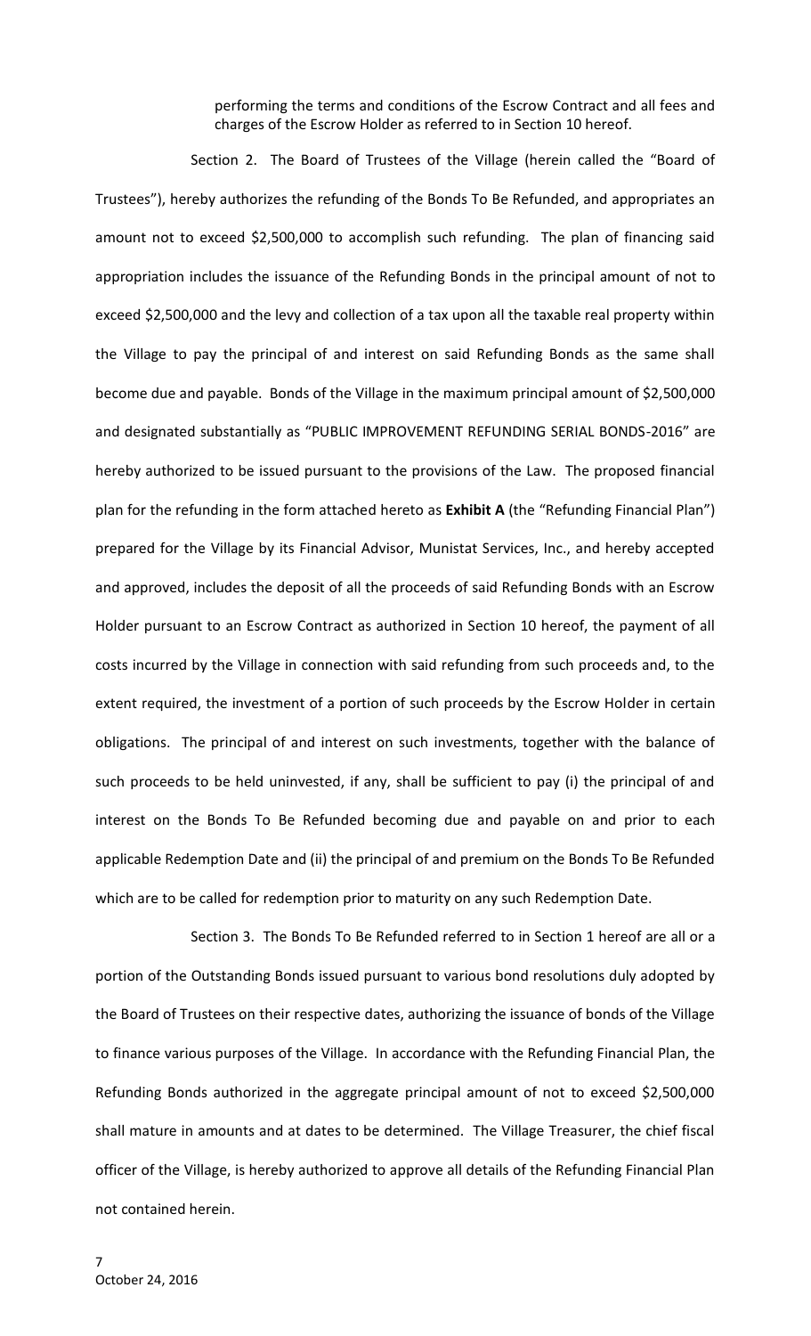performing the terms and conditions of the Escrow Contract and all fees and charges of the Escrow Holder as referred to in Section 10 hereof.

Section 2. The Board of Trustees of the Village (herein called the "Board of Trustees"), hereby authorizes the refunding of the Bonds To Be Refunded, and appropriates an amount not to exceed $2,500,000 to accomplish such refunding. The plan of financing said appropriation includes the issuance of the Refunding Bonds in the principal amount of not to exceed $2,500,000 and the levy and collection of a tax upon all the taxable real property within the Village to pay the principal of and interest on said Refunding Bonds as the same shall become due and payable. Bonds of the Village in the maximum principal amount of $2,500,000 and designated substantially as "PUBLIC IMPROVEMENT REFUNDING SERIAL BONDS-2016" are hereby authorized to be issued pursuant to the provisions of the Law. The proposed financial plan for the refunding in the form attached hereto as **Exhibit A** (the "Refunding Financial Plan") prepared for the Village by its Financial Advisor, Munistat Services, Inc., and hereby accepted and approved, includes the deposit of all the proceeds of said Refunding Bonds with an Escrow Holder pursuant to an Escrow Contract as authorized in Section 10 hereof, the payment of all costs incurred by the Village in connection with said refunding from such proceeds and, to the extent required, the investment of a portion of such proceeds by the Escrow Holder in certain obligations. The principal of and interest on such investments, together with the balance of such proceeds to be held uninvested, if any, shall be sufficient to pay (i) the principal of and interest on the Bonds To Be Refunded becoming due and payable on and prior to each applicable Redemption Date and (ii) the principal of and premium on the Bonds To Be Refunded which are to be called for redemption prior to maturity on any such Redemption Date.

Section 3. The Bonds To Be Refunded referred to in Section 1 hereof are all or a portion of the Outstanding Bonds issued pursuant to various bond resolutions duly adopted by the Board of Trustees on their respective dates, authorizing the issuance of bonds of the Village to finance various purposes of the Village. In accordance with the Refunding Financial Plan, the Refunding Bonds authorized in the aggregate principal amount of not to exceed $2,500,000 shall mature in amounts and at dates to be determined. The Village Treasurer, the chief fiscal officer of the Village, is hereby authorized to approve all details of the Refunding Financial Plan not contained herein.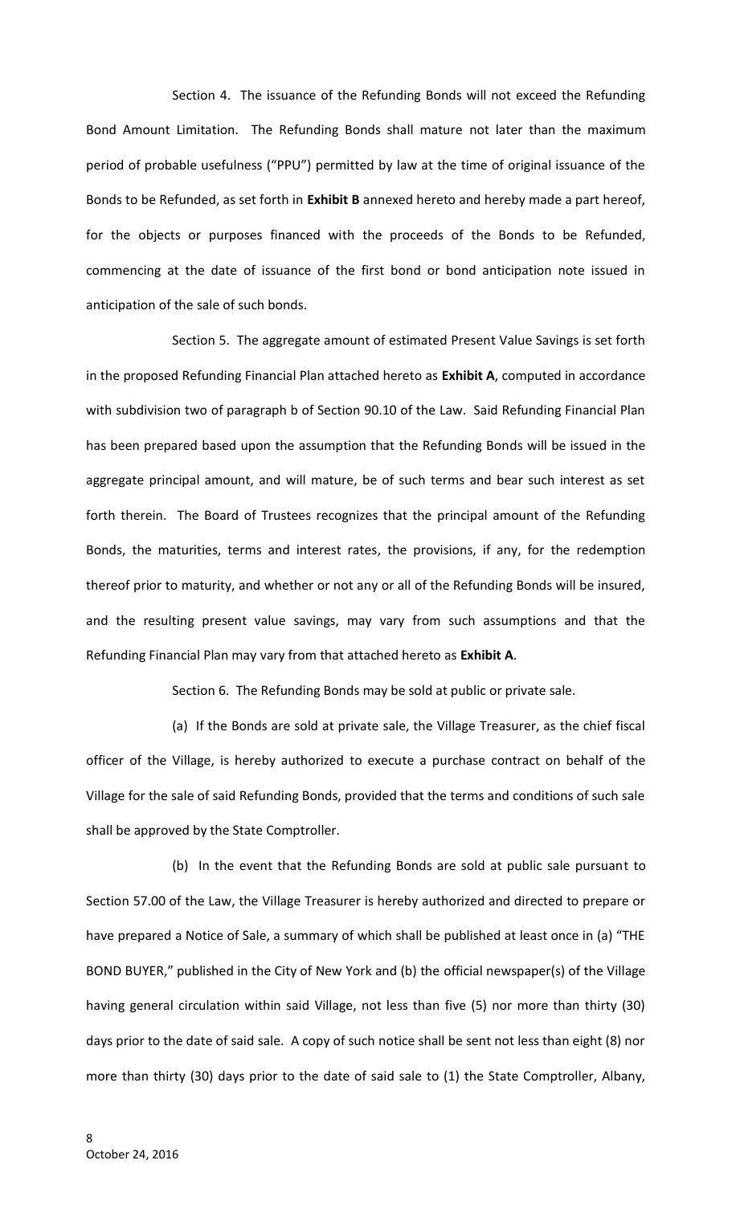Section 4. The issuance of the Refunding Bonds will not exceed the Refunding Bond Amount Limitation. The Refunding Bonds shall mature not later than the maximum period of probable usefulness ("PPU") permitted by law at the time of original issuance of the Bonds to be Refunded, as set forth in **Exhibit B** annexed hereto and hereby made a part hereof, for the objects or purposes financed with the proceeds of the Bonds to be Refunded, commencing at the date of issuance of the first bond or bond anticipation note issued in anticipation of the sale of such bonds.

Section 5. The aggregate amount of estimated Present Value Savings is set forth in the proposed Refunding Financial Plan attached hereto as **Exhibit A**, computed in accordance with subdivision two of paragraph b of Section 90.10 of the Law. Said Refunding Financial Plan has been prepared based upon the assumption that the Refunding Bonds will be issued in the aggregate principal amount, and will mature, be of such terms and bear such interest as set forth therein. The Board of Trustees recognizes that the principal amount of the Refunding Bonds, the maturities, terms and interest rates, the provisions, if any, for the redemption thereof prior to maturity, and whether or not any or all of the Refunding Bonds will be insured, and the resulting present value savings, may vary from such assumptions and that the Refunding Financial Plan may vary from that attached hereto as **Exhibit A**.

Section 6. The Refunding Bonds may be sold at public or private sale.

(a) If the Bonds are sold at private sale, the Village Treasurer, as the chief fiscal officer of the Village, is hereby authorized to execute a purchase contract on behalf of the Village for the sale of said Refunding Bonds, provided that the terms and conditions of such sale shall be approved by the State Comptroller.

(b) In the event that the Refunding Bonds are sold at public sale pursuant to Section 57.00 of the Law, the Village Treasurer is hereby authorized and directed to prepare or have prepared a Notice of Sale, a summary of which shall be published at least once in (a) "THE BOND BUYER," published in the City of New York and (b) the official newspaper(s) of the Village having general circulation within said Village, not less than five (5) nor more than thirty (30) days prior to the date of said sale. A copy of such notice shall be sent not less than eight (8) nor more than thirty (30) days prior to the date of said sale to (1) the State Comptroller, Albany,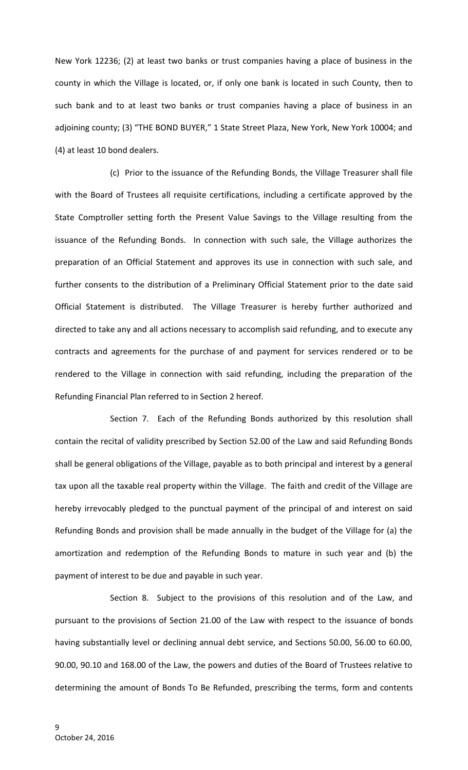New York 12236; (2) at least two banks or trust companies having a place of business in the county in which the Village is located, or, if only one bank is located in such County, then to such bank and to at least two banks or trust companies having a place of business in an adjoining county; (3) "THE BOND BUYER," 1 State Street Plaza, New York, New York 10004; and (4) at least 10 bond dealers.

(c) Prior to the issuance of the Refunding Bonds, the Village Treasurer shall file with the Board of Trustees all requisite certifications, including a certificate approved by the State Comptroller setting forth the Present Value Savings to the Village resulting from the issuance of the Refunding Bonds. In connection with such sale, the Village authorizes the preparation of an Official Statement and approves its use in connection with such sale, and further consents to the distribution of a Preliminary Official Statement prior to the date said Official Statement is distributed. The Village Treasurer is hereby further authorized and directed to take any and all actions necessary to accomplish said refunding, and to execute any contracts and agreements for the purchase of and payment for services rendered or to be rendered to the Village in connection with said refunding, including the preparation of the Refunding Financial Plan referred to in Section 2 hereof.

Section 7. Each of the Refunding Bonds authorized by this resolution shall contain the recital of validity prescribed by Section 52.00 of the Law and said Refunding Bonds shall be general obligations of the Village, payable as to both principal and interest by a general tax upon all the taxable real property within the Village. The faith and credit of the Village are hereby irrevocably pledged to the punctual payment of the principal of and interest on said Refunding Bonds and provision shall be made annually in the budget of the Village for (a) the amortization and redemption of the Refunding Bonds to mature in such year and (b) the payment of interest to be due and payable in such year.

Section 8. Subject to the provisions of this resolution and of the Law, and pursuant to the provisions of Section 21.00 of the Law with respect to the issuance of bonds having substantially level or declining annual debt service, and Sections 50.00, 56.00 to 60.00, 90.00, 90.10 and 168.00 of the Law, the powers and duties of the Board of Trustees relative to determining the amount of Bonds To Be Refunded, prescribing the terms, form and contents

October 24, 2016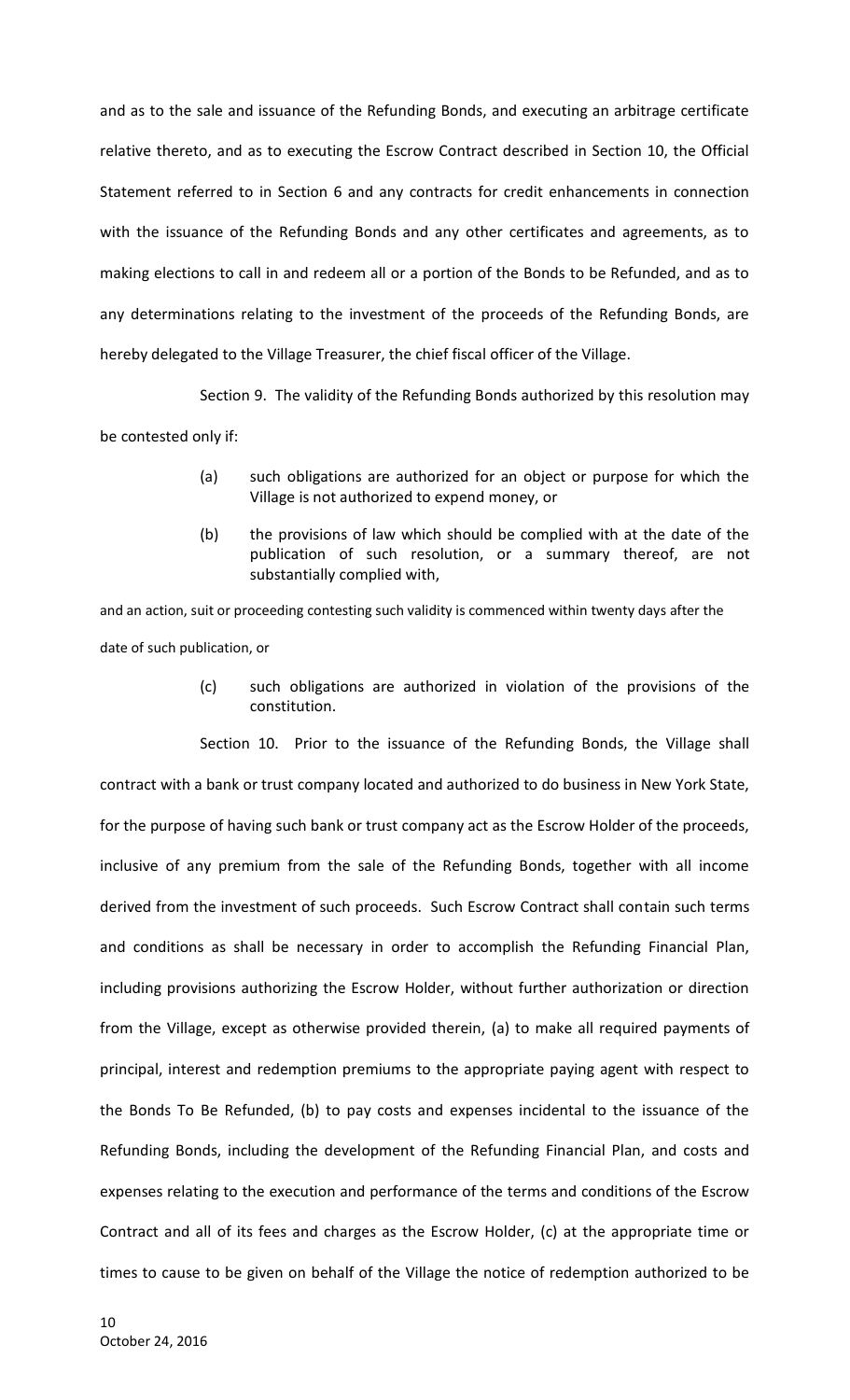and as to the sale and issuance of the Refunding Bonds, and executing an arbitrage certificate relative thereto, and as to executing the Escrow Contract described in Section 10, the Official Statement referred to in Section 6 and any contracts for credit enhancements in connection with the issuance of the Refunding Bonds and any other certificates and agreements, as to making elections to call in and redeem all or a portion of the Bonds to be Refunded, and as to any determinations relating to the investment of the proceeds of the Refunding Bonds, are hereby delegated to the Village Treasurer, the chief fiscal officer of the Village.

Section 9. The validity of the Refunding Bonds authorized by this resolution may be contested only if:

> (a) such obligations are authorized for an object or purpose for which the Village is not authorized to expend money, or
>
> (b) the provisions of law which should be complied with at the date of the publication of such resolution, or a summary thereof, are not substantially complied with,

and an action, suit or proceeding contesting such validity is commenced within twenty days after the date of such publication, or

> (c) such obligations are authorized in violation of the provisions of the constitution.

Section 10. Prior to the issuance of the Refunding Bonds, the Village shall contract with a bank or trust company located and authorized to do business in New York State, for the purpose of having such bank or trust company act as the Escrow Holder of the proceeds, inclusive of any premium from the sale of the Refunding Bonds, together with all income derived from the investment of such proceeds. Such Escrow Contract shall contain such terms and conditions as shall be necessary in order to accomplish the Refunding Financial Plan, including provisions authorizing the Escrow Holder, without further authorization or direction from the Village, except as otherwise provided therein, (a) to make all required payments of principal, interest and redemption premiums to the appropriate paying agent with respect to the Bonds To Be Refunded, (b) to pay costs and expenses incidental to the issuance of the Refunding Bonds, including the development of the Refunding Financial Plan, and costs and expenses relating to the execution and performance of the terms and conditions of the Escrow Contract and all of its fees and charges as the Escrow Holder, (c) at the appropriate time or times to cause to be given on behalf of the Village the notice of redemption authorized to be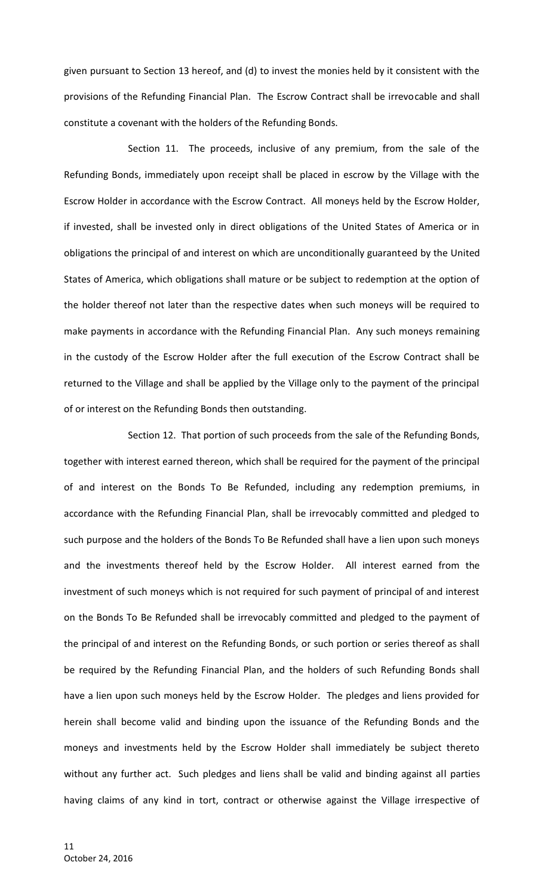given pursuant to Section 13 hereof, and (d) to invest the monies held by it consistent with the provisions of the Refunding Financial Plan. The Escrow Contract shall be irrevocable and shall constitute a covenant with the holders of the Refunding Bonds.

Section 11. The proceeds, inclusive of any premium, from the sale of the Refunding Bonds, immediately upon receipt shall be placed in escrow by the Village with the Escrow Holder in accordance with the Escrow Contract. All moneys held by the Escrow Holder, if invested, shall be invested only in direct obligations of the United States of America or in obligations the principal of and interest on which are unconditionally guaranteed by the United States of America, which obligations shall mature or be subject to redemption at the option of the holder thereof not later than the respective dates when such moneys will be required to make payments in accordance with the Refunding Financial Plan. Any such moneys remaining in the custody of the Escrow Holder after the full execution of the Escrow Contract shall be returned to the Village and shall be applied by the Village only to the payment of the principal of or interest on the Refunding Bonds then outstanding.

Section 12. That portion of such proceeds from the sale of the Refunding Bonds, together with interest earned thereon, which shall be required for the payment of the principal of and interest on the Bonds To Be Refunded, including any redemption premiums, in accordance with the Refunding Financial Plan, shall be irrevocably committed and pledged to such purpose and the holders of the Bonds To Be Refunded shall have a lien upon such moneys and the investments thereof held by the Escrow Holder. All interest earned from the investment of such moneys which is not required for such payment of principal of and interest on the Bonds To Be Refunded shall be irrevocably committed and pledged to the payment of the principal of and interest on the Refunding Bonds, or such portion or series thereof as shall be required by the Refunding Financial Plan, and the holders of such Refunding Bonds shall have a lien upon such moneys held by the Escrow Holder. The pledges and liens provided for herein shall become valid and binding upon the issuance of the Refunding Bonds and the moneys and investments held by the Escrow Holder shall immediately be subject thereto without any further act. Such pledges and liens shall be valid and binding against all parties having claims of any kind in tort, contract or otherwise against the Village irrespective of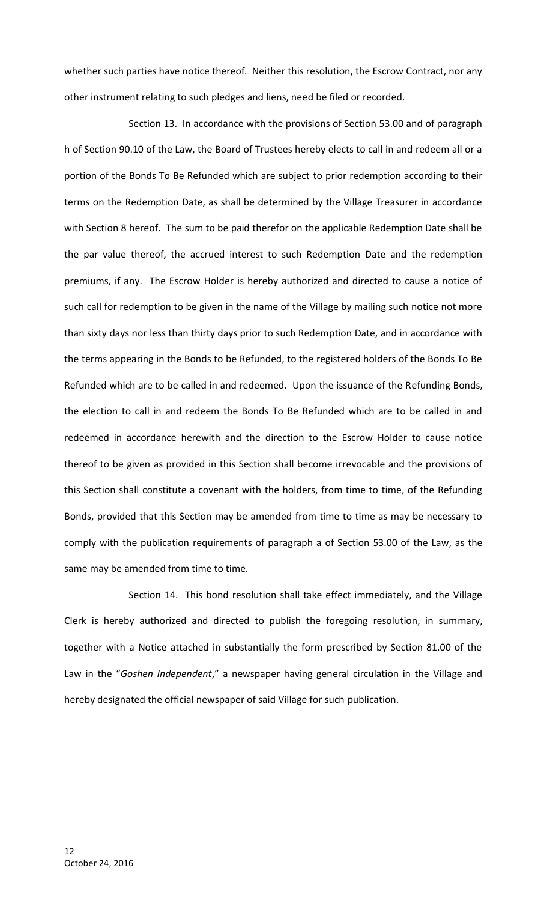whether such parties have notice thereof. Neither this resolution, the Escrow Contract, nor any other instrument relating to such pledges and liens, need be filed or recorded.

Section 13. In accordance with the provisions of Section 53.00 and of paragraph h of Section 90.10 of the Law, the Board of Trustees hereby elects to call in and redeem all or a portion of the Bonds To Be Refunded which are subject to prior redemption according to their terms on the Redemption Date, as shall be determined by the Village Treasurer in accordance with Section 8 hereof. The sum to be paid therefor on the applicable Redemption Date shall be the par value thereof, the accrued interest to such Redemption Date and the redemption premiums, if any. The Escrow Holder is hereby authorized and directed to cause a notice of such call for redemption to be given in the name of the Village by mailing such notice not more than sixty days nor less than thirty days prior to such Redemption Date, and in accordance with the terms appearing in the Bonds to be Refunded, to the registered holders of the Bonds To Be Refunded which are to be called in and redeemed. Upon the issuance of the Refunding Bonds, the election to call in and redeem the Bonds To Be Refunded which are to be called in and redeemed in accordance herewith and the direction to the Escrow Holder to cause notice thereof to be given as provided in this Section shall become irrevocable and the provisions of this Section shall constitute a covenant with the holders, from time to time, of the Refunding Bonds, provided that this Section may be amended from time to time as may be necessary to comply with the publication requirements of paragraph a of Section 53.00 of the Law, as the same may be amended from time to time.

Section 14. This bond resolution shall take effect immediately, and the Village Clerk is hereby authorized and directed to publish the foregoing resolution, in summary, together with a Notice attached in substantially the form prescribed by Section 81.00 of the Law in the "*Goshen Independent*," a newspaper having general circulation in the Village and hereby designated the official newspaper of said Village for such publication.

October 24, 2016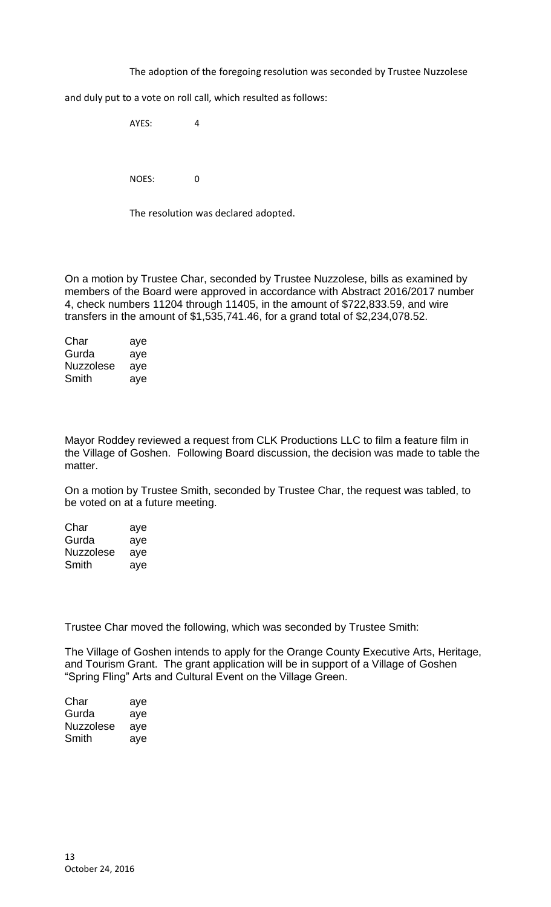The adoption of the foregoing resolution was seconded by Trustee Nuzzolese

and duly put to a vote on roll call, which resulted as follows:

AYES: 4

NOES: 0

The resolution was declared adopted.

On a motion by Trustee Char, seconded by Trustee Nuzzolese, bills as examined by members of the Board were approved in accordance with Abstract 2016/2017 number 4, check numbers 11204 through 11405, in the amount of $722,833.59, and wire transfers in the amount of $1,535,741.46, for a grand total of $2,234,078.52.

| | |
|---|---|
| Char | aye |
| Gurda | aye |
| Nuzzolese | aye |
| Smith | aye |

Mayor Roddey reviewed a request from CLK Productions LLC to film a feature film in the Village of Goshen. Following Board discussion, the decision was made to table the matter.

On a motion by Trustee Smith, seconded by Trustee Char, the request was tabled, to be voted on at a future meeting.

| | |
|---|---|
| Char | aye |
| Gurda | aye |
| Nuzzolese | aye |
| Smith | aye |

Trustee Char moved the following, which was seconded by Trustee Smith:

The Village of Goshen intends to apply for the Orange County Executive Arts, Heritage, and Tourism Grant. The grant application will be in support of a Village of Goshen "Spring Fling" Arts and Cultural Event on the Village Green.

| | |
|---|---|
| Char | aye |
| Gurda | aye |
| Nuzzolese | aye |
| Smith | aye |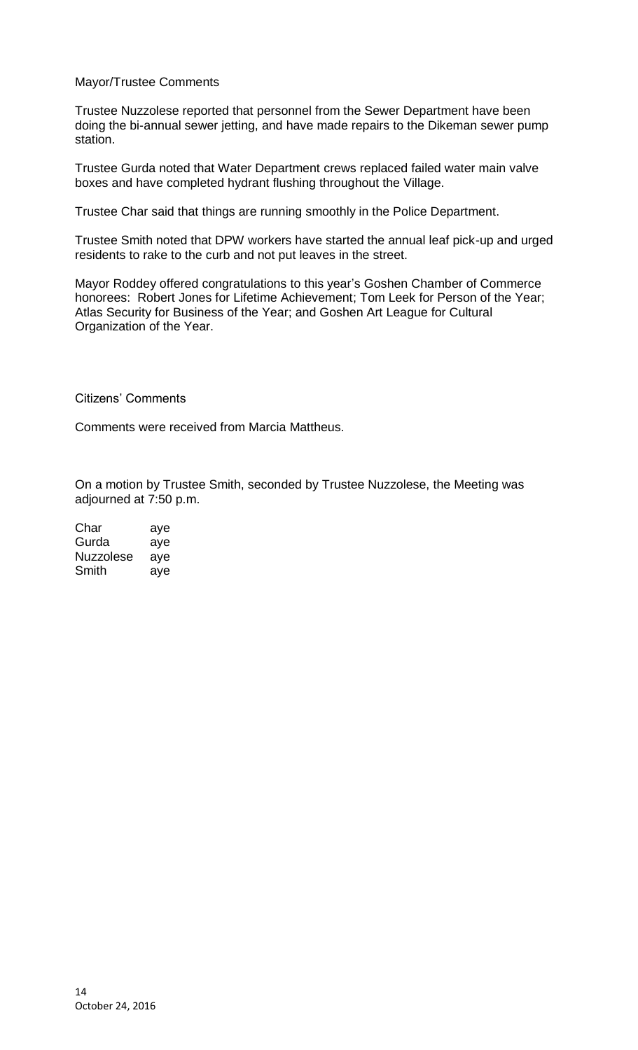Mayor/Trustee Comments

Trustee Nuzzolese reported that personnel from the Sewer Department have been doing the bi-annual sewer jetting, and have made repairs to the Dikeman sewer pump station.

Trustee Gurda noted that Water Department crews replaced failed water main valve boxes and have completed hydrant flushing throughout the Village.

Trustee Char said that things are running smoothly in the Police Department.

Trustee Smith noted that DPW workers have started the annual leaf pick-up and urged residents to rake to the curb and not put leaves in the street.

Mayor Roddey offered congratulations to this year's Goshen Chamber of Commerce honorees: Robert Jones for Lifetime Achievement; Tom Leek for Person of the Year; Atlas Security for Business of the Year; and Goshen Art League for Cultural Organization of the Year.

Citizens' Comments

Comments were received from Marcia Mattheus.

On a motion by Trustee Smith, seconded by Trustee Nuzzolese, the Meeting was adjourned at 7:50 p.m.

| | |
|---|---|
| Char | aye |
| Gurda | aye |
| Nuzzolese | aye |
| Smith | aye |